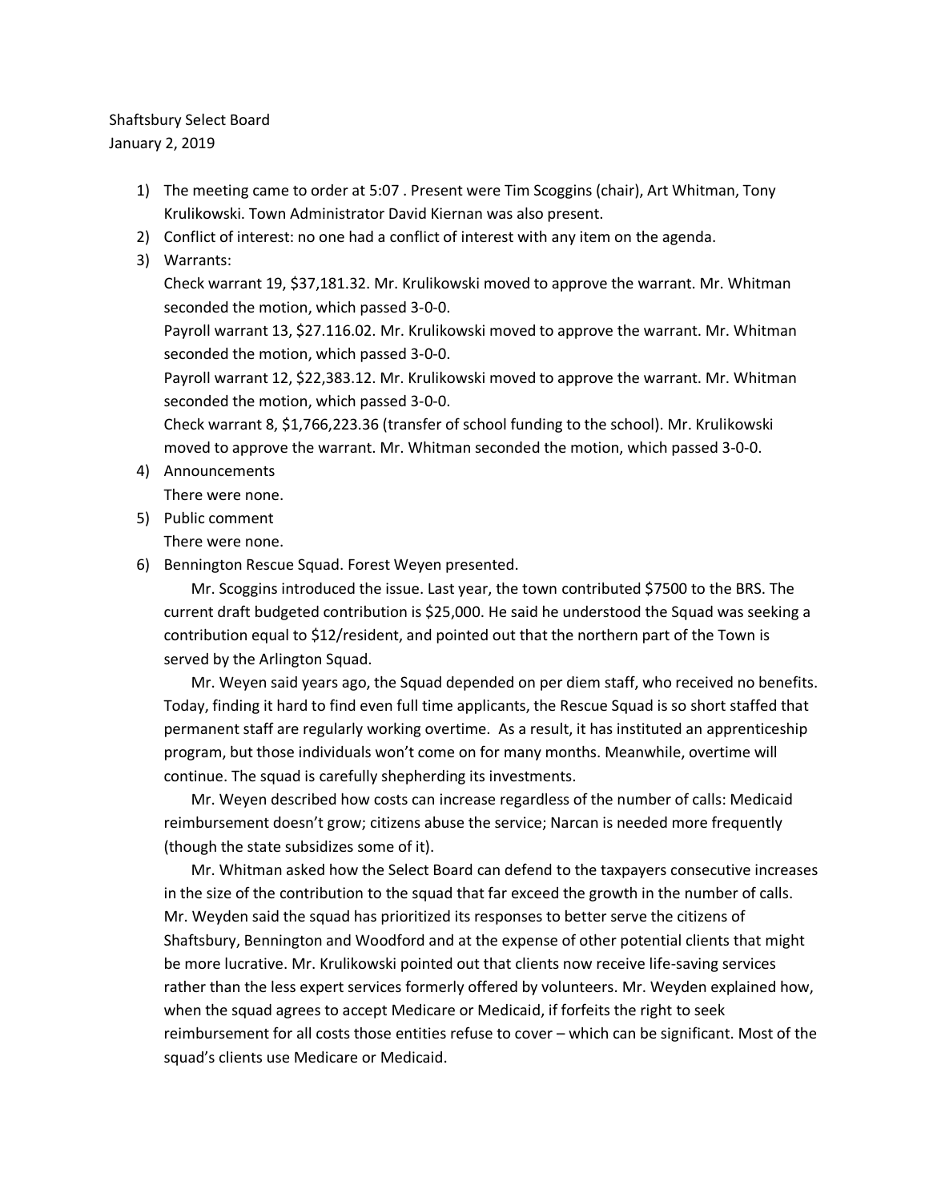Shaftsbury Select Board
January 2, 2019

1) The meeting came to order at 5:07 . Present were Tim Scoggins (chair), Art Whitman, Tony Krulikowski. Town Administrator David Kiernan was also present.
2) Conflict of interest: no one had a conflict of interest with any item on the agenda.
3) Warrants:
   Check warrant 19, $37,181.32. Mr. Krulikowski moved to approve the warrant. Mr. Whitman seconded the motion, which passed 3-0-0.
   Payroll warrant 13, $27.116.02. Mr. Krulikowski moved to approve the warrant. Mr. Whitman seconded the motion, which passed 3-0-0.
   Payroll warrant 12, $22,383.12. Mr. Krulikowski moved to approve the warrant. Mr. Whitman seconded the motion, which passed 3-0-0.
   Check warrant 8, $1,766,223.36 (transfer of school funding to the school). Mr. Krulikowski moved to approve the warrant. Mr. Whitman seconded the motion, which passed 3-0-0.
4) Announcements
   There were none.
5) Public comment
   There were none.
6) Bennington Rescue Squad. Forest Weyen presented.

   Mr. Scoggins introduced the issue. Last year, the town contributed $7500 to the BRS. The current draft budgeted contribution is $25,000. He said he understood the Squad was seeking a contribution equal to $12/resident, and pointed out that the northern part of the Town is served by the Arlington Squad.

   Mr. Weyen said years ago, the Squad depended on per diem staff, who received no benefits. Today, finding it hard to find even full time applicants, the Rescue Squad is so short staffed that permanent staff are regularly working overtime. As a result, it has instituted an apprenticeship program, but those individuals won't come on for many months. Meanwhile, overtime will continue. The squad is carefully shepherding its investments.

   Mr. Weyen described how costs can increase regardless of the number of calls: Medicaid reimbursement doesn't grow; citizens abuse the service; Narcan is needed more frequently (though the state subsidizes some of it).

   Mr. Whitman asked how the Select Board can defend to the taxpayers consecutive increases in the size of the contribution to the squad that far exceed the growth in the number of calls. Mr. Weyden said the squad has prioritized its responses to better serve the citizens of Shaftsbury, Bennington and Woodford and at the expense of other potential clients that might be more lucrative. Mr. Krulikowski pointed out that clients now receive life-saving services rather than the less expert services formerly offered by volunteers. Mr. Weyden explained how, when the squad agrees to accept Medicare or Medicaid, if forfeits the right to seek reimbursement for all costs those entities refuse to cover – which can be significant. Most of the squad's clients use Medicare or Medicaid.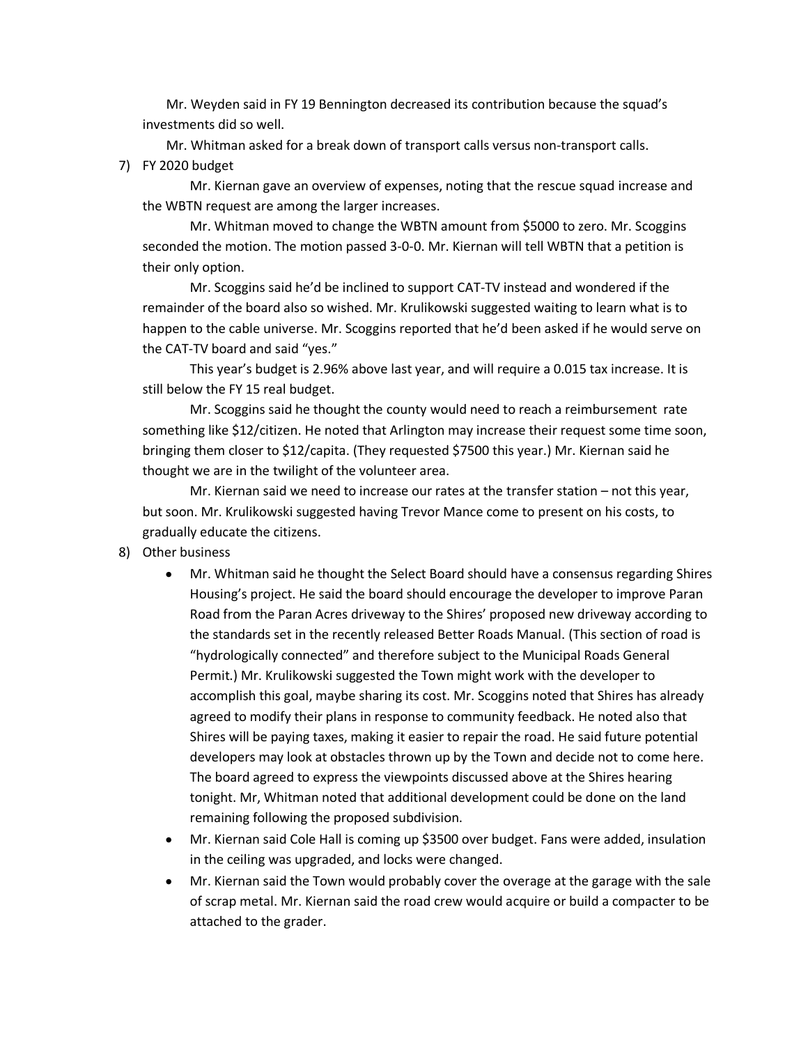Mr. Weyden said in FY 19 Bennington decreased its contribution because the squad's investments did so well.

Mr. Whitman asked for a break down of transport calls versus non-transport calls.

7) FY 2020 budget

   Mr. Kiernan gave an overview of expenses, noting that the rescue squad increase and the WBTN request are among the larger increases.

   Mr. Whitman moved to change the WBTN amount from $5000 to zero. Mr. Scoggins seconded the motion. The motion passed 3-0-0. Mr. Kiernan will tell WBTN that a petition is their only option.

   Mr. Scoggins said he'd be inclined to support CAT-TV instead and wondered if the remainder of the board also so wished. Mr. Krulikowski suggested waiting to learn what is to happen to the cable universe. Mr. Scoggins reported that he'd been asked if he would serve on the CAT-TV board and said "yes."

   This year's budget is 2.96% above last year, and will require a 0.015 tax increase. It is still below the FY 15 real budget.

   Mr. Scoggins said he thought the county would need to reach a reimbursement rate something like $12/citizen. He noted that Arlington may increase their request some time soon, bringing them closer to $12/capita. (They requested $7500 this year.) Mr. Kiernan said he thought we are in the twilight of the volunteer area.

   Mr. Kiernan said we need to increase our rates at the transfer station – not this year, but soon. Mr. Krulikowski suggested having Trevor Mance come to present on his costs, to gradually educate the citizens.

8) Other business

   - Mr. Whitman said he thought the Select Board should have a consensus regarding Shires Housing's project. He said the board should encourage the developer to improve Paran Road from the Paran Acres driveway to the Shires' proposed new driveway according to the standards set in the recently released Better Roads Manual. (This section of road is "hydrologically connected" and therefore subject to the Municipal Roads General Permit.) Mr. Krulikowski suggested the Town might work with the developer to accomplish this goal, maybe sharing its cost. Mr. Scoggins noted that Shires has already agreed to modify their plans in response to community feedback. He noted also that Shires will be paying taxes, making it easier to repair the road. He said future potential developers may look at obstacles thrown up by the Town and decide not to come here. The board agreed to express the viewpoints discussed above at the Shires hearing tonight. Mr, Whitman noted that additional development could be done on the land remaining following the proposed subdivision.
   - Mr. Kiernan said Cole Hall is coming up $3500 over budget. Fans were added, insulation in the ceiling was upgraded, and locks were changed.
   - Mr. Kiernan said the Town would probably cover the overage at the garage with the sale of scrap metal. Mr. Kiernan said the road crew would acquire or build a compacter to be attached to the grader.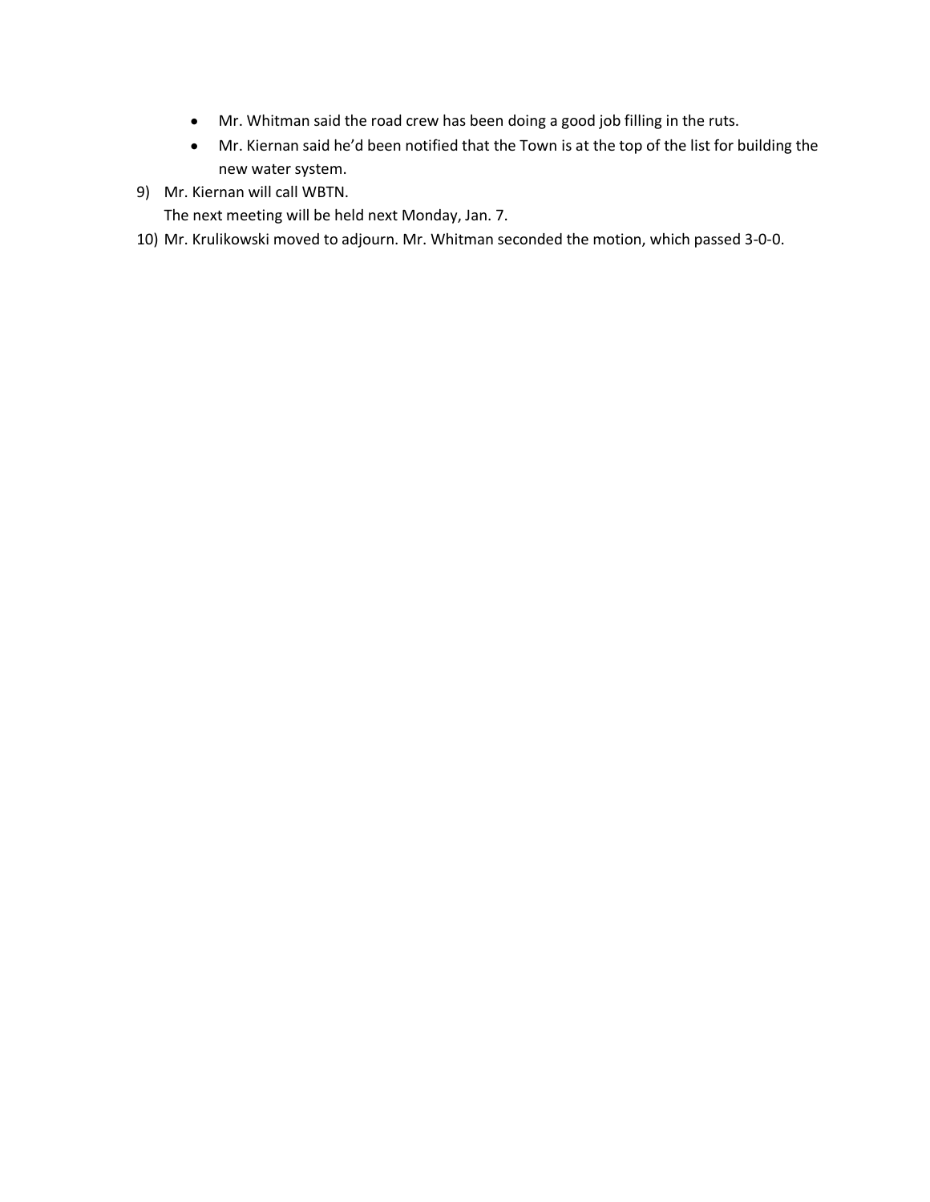- Mr. Whitman said the road crew has been doing a good job filling in the ruts.
- Mr. Kiernan said he'd been notified that the Town is at the top of the list for building the new water system.

9) Mr. Kiernan will call WBTN.
   The next meeting will be held next Monday, Jan. 7.
10) Mr. Krulikowski moved to adjourn. Mr. Whitman seconded the motion, which passed 3-0-0.